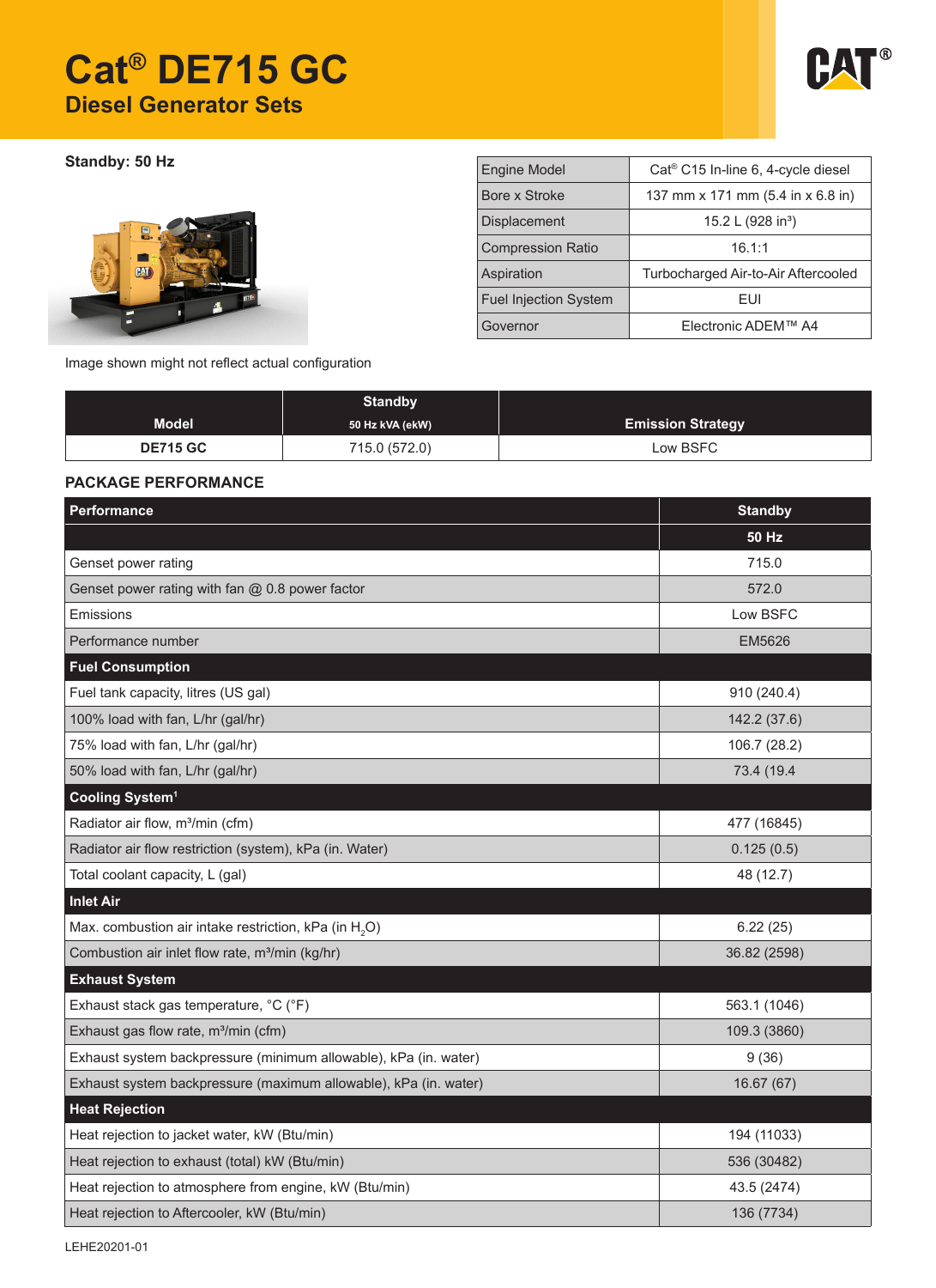# Cat® DE715 GC

## Diesel Generator Sets

**Standby: 50 Hz**

Image shown might not reflect actual configuration

| Engine Model | Cat® C15 In-line 6, 4-cycle diesel |
|---|---|
| Bore x Stroke | 137 mm x 171 mm (5.4 in x 6.8 in) |
| Displacement | 15.2 L (928 in³) |
| Compression Ratio | 16.1:1 |
| Aspiration | Turbocharged Air-to-Air Aftercooled |
| Fuel Injection System | EUI |
| Governor | Electronic ADEM™ A4 |

| Model | Standby 50 Hz kVA (ekW) | Emission Strategy |
|---|---|---|
| DE715 GC | 715.0 (572.0) | Low BSFC |

### PACKAGE PERFORMANCE

| Performance | Standby |
|---|---|
| | 50 Hz |
| Genset power rating | 715.0 |
| Genset power rating with fan @ 0.8 power factor | 572.0 |
| Emissions | Low BSFC |
| Performance number | EM5626 |
| **Fuel Consumption** | |
| Fuel tank capacity, litres (US gal) | 910 (240.4) |
| 100% load with fan, L/hr (gal/hr) | 142.2 (37.6) |
| 75% load with fan, L/hr (gal/hr) | 106.7 (28.2) |
| 50% load with fan, L/hr (gal/hr) | 73.4 (19.4 |
| **Cooling System**[1] | |
| Radiator air flow, m³/min (cfm) | 477 (16845) |
| Radiator air flow restriction (system), kPa (in. Water) | 0.125 (0.5) |
| Total coolant capacity, L (gal) | 48 (12.7) |
| **Inlet Air** | |
| Max. combustion air intake restriction, kPa (in $H_2O$) | 6.22 (25) |
| Combustion air inlet flow rate, m³/min (kg/hr) | 36.82 (2598) |
| **Exhaust System** | |
| Exhaust stack gas temperature, °C (°F) | 563.1 (1046) |
| Exhaust gas flow rate, m³/min (cfm) | 109.3 (3860) |
| Exhaust system backpressure (minimum allowable), kPa (in. water) | 9 (36) |
| Exhaust system backpressure (maximum allowable), kPa (in. water) | 16.67 (67) |
| **Heat Rejection** | |
| Heat rejection to jacket water, kW (Btu/min) | 194 (11033) |
| Heat rejection to exhaust (total) kW (Btu/min) | 536 (30482) |
| Heat rejection to atmosphere from engine, kW (Btu/min) | 43.5 (2474) |
| Heat rejection to Aftercooler, kW (Btu/min) | 136 (7734) |

LEHE20201-01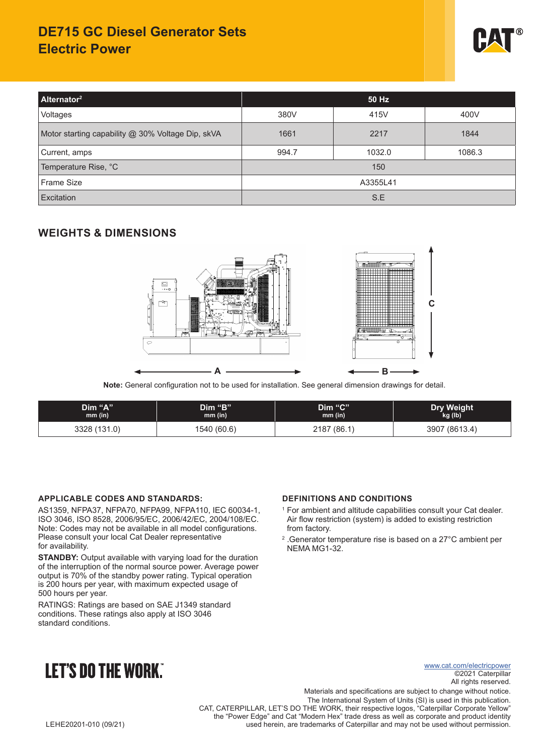# DE715 GC Diesel Generator Sets
## Electric Power

| Alternator[2] | 50 Hz | | |
|---|---|---|---|
| Voltages | 380V | 415V | 400V |
| Motor starting capability @ 30% Voltage Dip, skVA | 1661 | 2217 | 1844 |
| Current, amps | 994.7 | 1032.0 | 1086.3 |
| Temperature Rise, °C | 150 | | |
| Frame Size | A3355L41 | | |
| Excitation | S.E | | |

## WEIGHTS & DIMENSIONS

A

B

C

**Note:** General configuration not to be used for installation. See general dimension drawings for detail.

| Dim "A" mm (in) | Dim "B" mm (in) | Dim "C" mm (in) | Dry Weight kg (lb) |
|---|---|---|---|
| 3328 (131.0) | 1540 (60.6) | 2187 (86.1) | 3907 (8613.4) |

### APPLICABLE CODES AND STANDARDS:

AS1359, NFPA37, NFPA70, NFPA99, NFPA110, IEC 60034-1, ISO 3046, ISO 8528, 2006/95/EC, 2006/42/EC, 2004/108/EC. Note: Codes may not be available in all model configurations. Please consult your local Cat Dealer representative for availability.

**STANDBY:** Output available with varying load for the duration of the interruption of the normal source power. Average power output is 70% of the standby power rating. Typical operation is 200 hours per year, with maximum expected usage of 500 hours per year.

RATINGS: Ratings are based on SAE J1349 standard conditions. These ratings also apply at ISO 3046 standard conditions.

### DEFINITIONS AND CONDITIONS

[1] For ambient and altitude capabilities consult your Cat dealer. Air flow restriction (system) is added to existing restriction from factory.

[2] .Generator temperature rise is based on a 27°C ambient per NEMA MG1-32.

LET'S DO THE WORK.

www.cat.com/electricpower
©2021 Caterpillar
All rights reserved.

Materials and specifications are subject to change without notice.
The International System of Units (SI) is used in this publication.
CAT, CATERPILLAR, LET'S DO THE WORK, their respective logos, "Caterpillar Corporate Yellow" the "Power Edge" and Cat "Modern Hex" trade dress as well as corporate and product identity used herein, are trademarks of Caterpillar and may not be used without permission.

LEHE20201-010 (09/21)